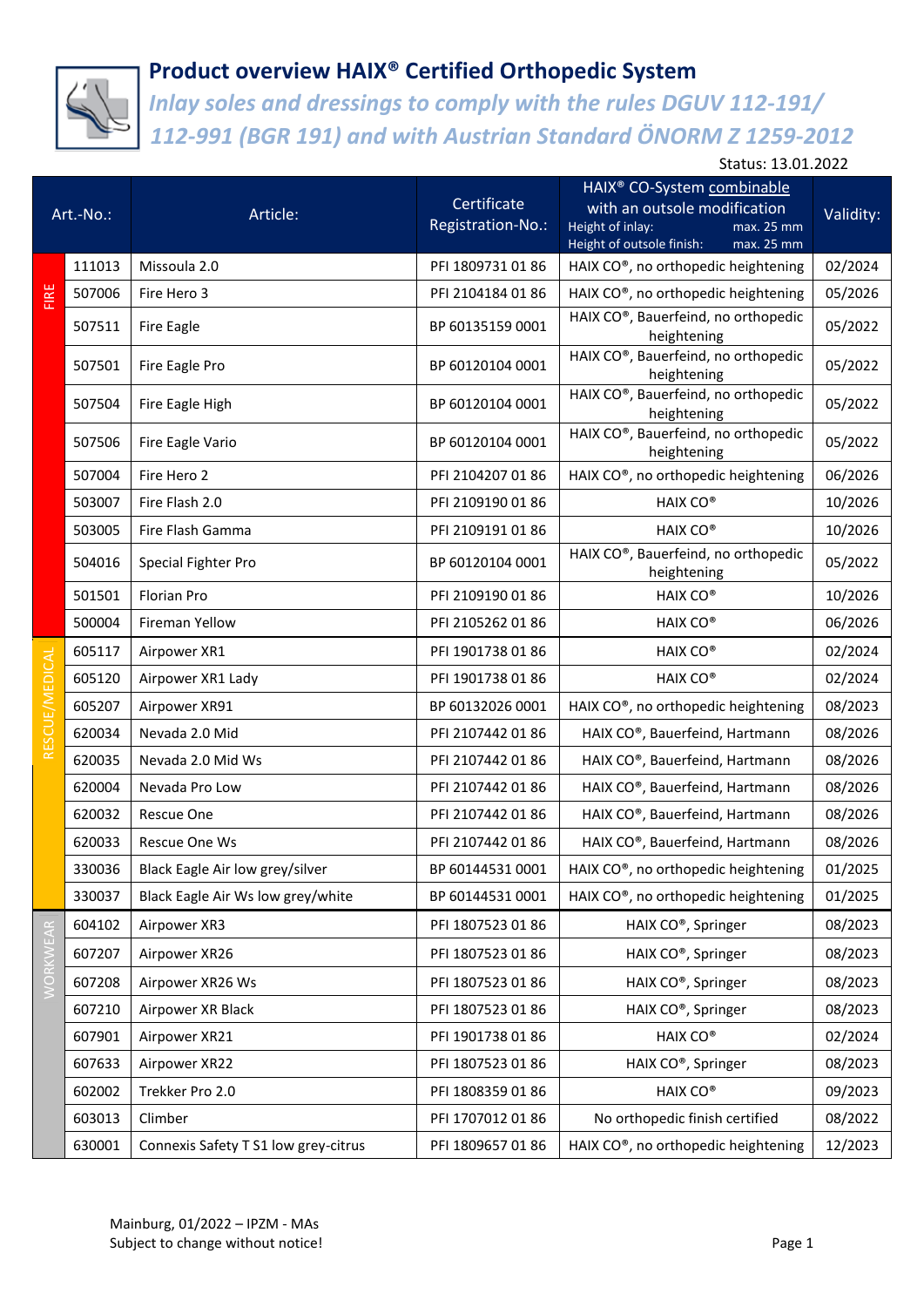# Product overview HAIX® Certified Orthopedic System

## *Inlay soles and dressings to comply with the rules DGUV 112-191/ 112-991 (BGR 191) and with Austrian Standard ÖNORM Z 1259-2012*

Status: 13.01.2022

| | Art.-No.: | Article: | Certificate Registration-No.: | HAIX® CO-System combinable with an outsole modification<br>Height of inlay: max. 25 mm<br>Height of outsole finish: max. 25 mm | Validity: |
|---|---|---|---|---|---|
| FIRE | 111013 | Missoula 2.0 | PFI 1809731 01 86 | HAIX CO®, no orthopedic heightening | 02/2024 |
| | 507006 | Fire Hero 3 | PFI 2104184 01 86 | HAIX CO®, no orthopedic heightening | 05/2026 |
| | 507511 | Fire Eagle | BP 60135159 0001 | HAIX CO®, Bauerfeind, no orthopedic heightening | 05/2022 |
| | 507501 | Fire Eagle Pro | BP 60120104 0001 | HAIX CO®, Bauerfeind, no orthopedic heightening | 05/2022 |
| | 507504 | Fire Eagle High | BP 60120104 0001 | HAIX CO®, Bauerfeind, no orthopedic heightening | 05/2022 |
| | 507506 | Fire Eagle Vario | BP 60120104 0001 | HAIX CO®, Bauerfeind, no orthopedic heightening | 05/2022 |
| | 507004 | Fire Hero 2 | PFI 2104207 01 86 | HAIX CO®, no orthopedic heightening | 06/2026 |
| | 503007 | Fire Flash 2.0 | PFI 2109190 01 86 | HAIX CO® | 10/2026 |
| | 503005 | Fire Flash Gamma | PFI 2109191 01 86 | HAIX CO® | 10/2026 |
| | 504016 | Special Fighter Pro | BP 60120104 0001 | HAIX CO®, Bauerfeind, no orthopedic heightening | 05/2022 |
| | 501501 | Florian Pro | PFI 2109190 01 86 | HAIX CO® | 10/2026 |
| | 500004 | Fireman Yellow | PFI 2105262 01 86 | HAIX CO® | 06/2026 |
| RESCUE/MEDICAL | 605117 | Airpower XR1 | PFI 1901738 01 86 | HAIX CO® | 02/2024 |
| | 605120 | Airpower XR1 Lady | PFI 1901738 01 86 | HAIX CO® | 02/2024 |
| | 605207 | Airpower XR91 | BP 60132026 0001 | HAIX CO®, no orthopedic heightening | 08/2023 |
| | 620034 | Nevada 2.0 Mid | PFI 2107442 01 86 | HAIX CO®, Bauerfeind, Hartmann | 08/2026 |
| | 620035 | Nevada 2.0 Mid Ws | PFI 2107442 01 86 | HAIX CO®, Bauerfeind, Hartmann | 08/2026 |
| | 620004 | Nevada Pro Low | PFI 2107442 01 86 | HAIX CO®, Bauerfeind, Hartmann | 08/2026 |
| | 620032 | Rescue One | PFI 2107442 01 86 | HAIX CO®, Bauerfeind, Hartmann | 08/2026 |
| | 620033 | Rescue One Ws | PFI 2107442 01 86 | HAIX CO®, Bauerfeind, Hartmann | 08/2026 |
| | 330036 | Black Eagle Air low grey/silver | BP 60144531 0001 | HAIX CO®, no orthopedic heightening | 01/2025 |
| | 330037 | Black Eagle Air Ws low grey/white | BP 60144531 0001 | HAIX CO®, no orthopedic heightening | 01/2025 |
| WORKWEAR | 604102 | Airpower XR3 | PFI 1807523 01 86 | HAIX CO®, Springer | 08/2023 |
| | 607207 | Airpower XR26 | PFI 1807523 01 86 | HAIX CO®, Springer | 08/2023 |
| | 607208 | Airpower XR26 Ws | PFI 1807523 01 86 | HAIX CO®, Springer | 08/2023 |
| | 607210 | Airpower XR Black | PFI 1807523 01 86 | HAIX CO®, Springer | 08/2023 |
| | 607901 | Airpower XR21 | PFI 1901738 01 86 | HAIX CO® | 02/2024 |
| | 607633 | Airpower XR22 | PFI 1807523 01 86 | HAIX CO®, Springer | 08/2023 |
| | 602002 | Trekker Pro 2.0 | PFI 1808359 01 86 | HAIX CO® | 09/2023 |
| | 603013 | Climber | PFI 1707012 01 86 | No orthopedic finish certified | 08/2022 |
| | 630001 | Connexis Safety T S1 low grey-citrus | PFI 1809657 01 86 | HAIX CO®, no orthopedic heightening | 12/2023 |

Mainburg, 01/2022 – IPZM - MAs
Subject to change without notice!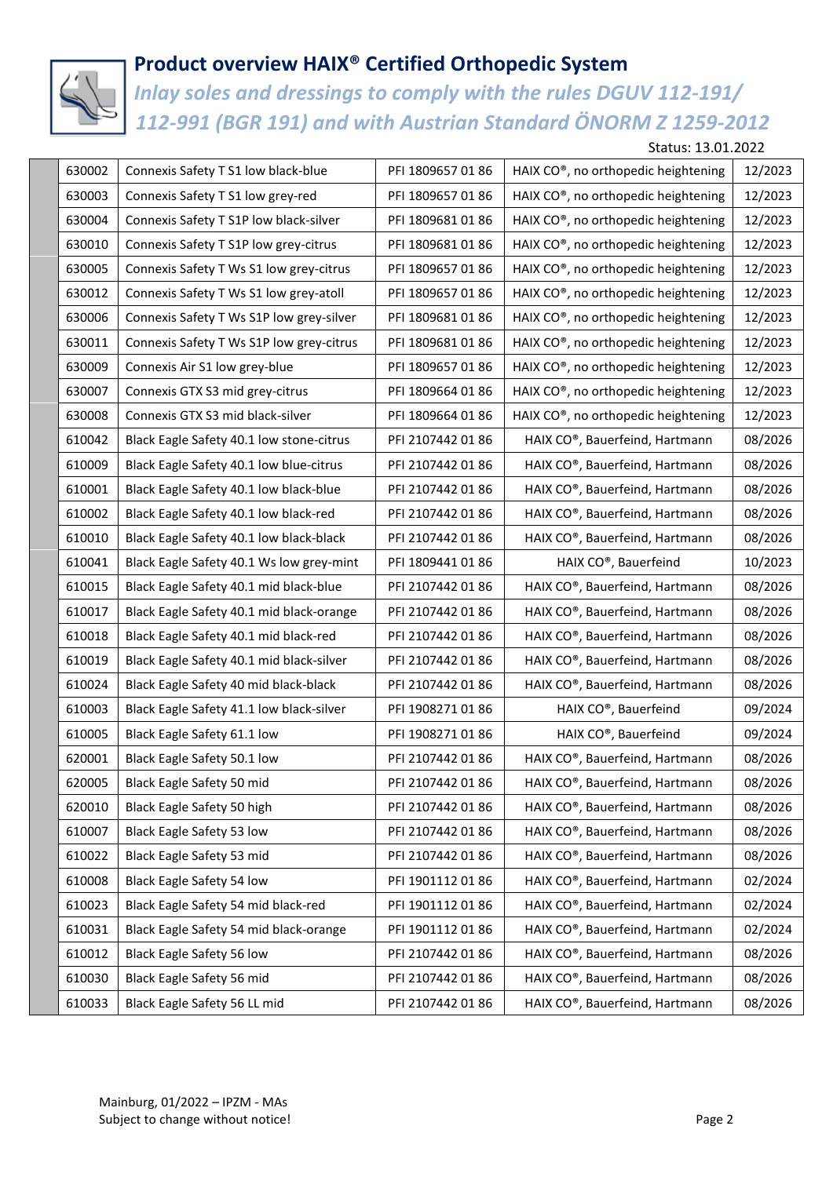# Product overview HAIX® Certified Orthopedic System

## *Inlay soles and dressings to comply with the rules DGUV 112-191/ 112-991 (BGR 191) and with Austrian Standard ÖNORM Z 1259-2012*

Status: 13.01.2022

| | | | | | |
|---|---|---|---|---|---|
| | 630002 | Connexis Safety T S1 low black-blue | PFI 1809657 01 86 | HAIX CO®, no orthopedic heightening | 12/2023 |
| | 630003 | Connexis Safety T S1 low grey-red | PFI 1809657 01 86 | HAIX CO®, no orthopedic heightening | 12/2023 |
| | 630004 | Connexis Safety T S1P low black-silver | PFI 1809681 01 86 | HAIX CO®, no orthopedic heightening | 12/2023 |
| | 630010 | Connexis Safety T S1P low grey-citrus | PFI 1809681 01 86 | HAIX CO®, no orthopedic heightening | 12/2023 |
| | 630005 | Connexis Safety T Ws S1 low grey-citrus | PFI 1809657 01 86 | HAIX CO®, no orthopedic heightening | 12/2023 |
| | 630012 | Connexis Safety T Ws S1 low grey-atoll | PFI 1809657 01 86 | HAIX CO®, no orthopedic heightening | 12/2023 |
| | 630006 | Connexis Safety T Ws S1P low grey-silver | PFI 1809681 01 86 | HAIX CO®, no orthopedic heightening | 12/2023 |
| | 630011 | Connexis Safety T Ws S1P low grey-citrus | PFI 1809681 01 86 | HAIX CO®, no orthopedic heightening | 12/2023 |
| | 630009 | Connexis Air S1 low grey-blue | PFI 1809657 01 86 | HAIX CO®, no orthopedic heightening | 12/2023 |
| | 630007 | Connexis GTX S3 mid grey-citrus | PFI 1809664 01 86 | HAIX CO®, no orthopedic heightening | 12/2023 |
| | 630008 | Connexis GTX S3 mid black-silver | PFI 1809664 01 86 | HAIX CO®, no orthopedic heightening | 12/2023 |
| | 610042 | Black Eagle Safety 40.1 low stone-citrus | PFI 2107442 01 86 | HAIX CO®, Bauerfeind, Hartmann | 08/2026 |
| | 610009 | Black Eagle Safety 40.1 low blue-citrus | PFI 2107442 01 86 | HAIX CO®, Bauerfeind, Hartmann | 08/2026 |
| | 610001 | Black Eagle Safety 40.1 low black-blue | PFI 2107442 01 86 | HAIX CO®, Bauerfeind, Hartmann | 08/2026 |
| | 610002 | Black Eagle Safety 40.1 low black-red | PFI 2107442 01 86 | HAIX CO®, Bauerfeind, Hartmann | 08/2026 |
| | 610010 | Black Eagle Safety 40.1 low black-black | PFI 2107442 01 86 | HAIX CO®, Bauerfeind, Hartmann | 08/2026 |
| | 610041 | Black Eagle Safety 40.1 Ws low grey-mint | PFI 1809441 01 86 | HAIX CO®, Bauerfeind | 10/2023 |
| | 610015 | Black Eagle Safety 40.1 mid black-blue | PFI 2107442 01 86 | HAIX CO®, Bauerfeind, Hartmann | 08/2026 |
| | 610017 | Black Eagle Safety 40.1 mid black-orange | PFI 2107442 01 86 | HAIX CO®, Bauerfeind, Hartmann | 08/2026 |
| | 610018 | Black Eagle Safety 40.1 mid black-red | PFI 2107442 01 86 | HAIX CO®, Bauerfeind, Hartmann | 08/2026 |
| | 610019 | Black Eagle Safety 40.1 mid black-silver | PFI 2107442 01 86 | HAIX CO®, Bauerfeind, Hartmann | 08/2026 |
| | 610024 | Black Eagle Safety 40 mid black-black | PFI 2107442 01 86 | HAIX CO®, Bauerfeind, Hartmann | 08/2026 |
| | 610003 | Black Eagle Safety 41.1 low black-silver | PFI 1908271 01 86 | HAIX CO®, Bauerfeind | 09/2024 |
| | 610005 | Black Eagle Safety 61.1 low | PFI 1908271 01 86 | HAIX CO®, Bauerfeind | 09/2024 |
| | 620001 | Black Eagle Safety 50.1 low | PFI 2107442 01 86 | HAIX CO®, Bauerfeind, Hartmann | 08/2026 |
| | 620005 | Black Eagle Safety 50 mid | PFI 2107442 01 86 | HAIX CO®, Bauerfeind, Hartmann | 08/2026 |
| | 620010 | Black Eagle Safety 50 high | PFI 2107442 01 86 | HAIX CO®, Bauerfeind, Hartmann | 08/2026 |
| | 610007 | Black Eagle Safety 53 low | PFI 2107442 01 86 | HAIX CO®, Bauerfeind, Hartmann | 08/2026 |
| | 610022 | Black Eagle Safety 53 mid | PFI 2107442 01 86 | HAIX CO®, Bauerfeind, Hartmann | 08/2026 |
| | 610008 | Black Eagle Safety 54 low | PFI 1901112 01 86 | HAIX CO®, Bauerfeind, Hartmann | 02/2024 |
| | 610023 | Black Eagle Safety 54 mid black-red | PFI 1901112 01 86 | HAIX CO®, Bauerfeind, Hartmann | 02/2024 |
| | 610031 | Black Eagle Safety 54 mid black-orange | PFI 1901112 01 86 | HAIX CO®, Bauerfeind, Hartmann | 02/2024 |
| | 610012 | Black Eagle Safety 56 low | PFI 2107442 01 86 | HAIX CO®, Bauerfeind, Hartmann | 08/2026 |
| | 610030 | Black Eagle Safety 56 mid | PFI 2107442 01 86 | HAIX CO®, Bauerfeind, Hartmann | 08/2026 |
| | 610033 | Black Eagle Safety 56 LL mid | PFI 2107442 01 86 | HAIX CO®, Bauerfeind, Hartmann | 08/2026 |

Mainburg, 01/2022 – IPZM - MAs
Subject to change without notice!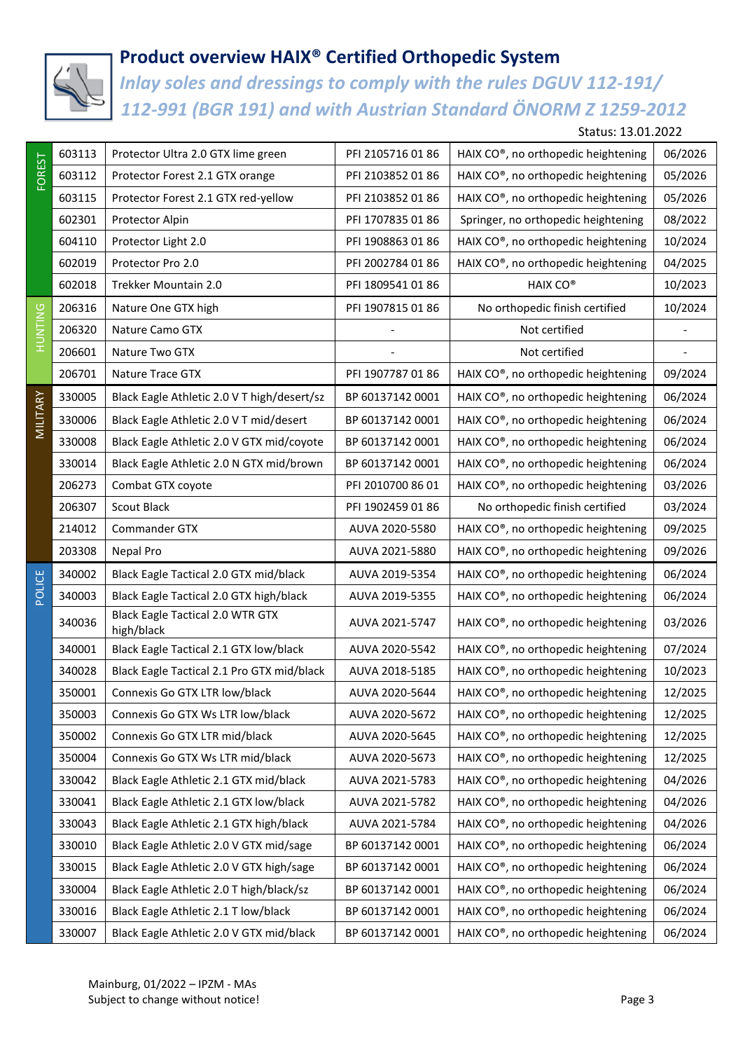# Product overview HAIX® Certified Orthopedic System

## *Inlay soles and dressings to comply with the rules DGUV 112-191/ 112-991 (BGR 191) and with Austrian Standard ÖNORM Z 1259-2012*

Status: 13.01.2022

| Category | No. | Product | Certificate | Certification | Valid until |
|---|---|---|---|---|---|
| FOREST | 603113 | Protector Ultra 2.0 GTX lime green | PFI 2105716 01 86 | HAIX CO®, no orthopedic heightening | 06/2026 |
| | 603112 | Protector Forest 2.1 GTX orange | PFI 2103852 01 86 | HAIX CO®, no orthopedic heightening | 05/2026 |
| | 603115 | Protector Forest 2.1 GTX red-yellow | PFI 2103852 01 86 | HAIX CO®, no orthopedic heightening | 05/2026 |
| | 602301 | Protector Alpin | PFI 1707835 01 86 | Springer, no orthopedic heightening | 08/2022 |
| | 604110 | Protector Light 2.0 | PFI 1908863 01 86 | HAIX CO®, no orthopedic heightening | 10/2024 |
| | 602019 | Protector Pro 2.0 | PFI 2002784 01 86 | HAIX CO®, no orthopedic heightening | 04/2025 |
| | 602018 | Trekker Mountain 2.0 | PFI 1809541 01 86 | HAIX CO® | 10/2023 |
| HUNTING | 206316 | Nature One GTX high | PFI 1907815 01 86 | No orthopedic finish certified | 10/2024 |
| | 206320 | Nature Camo GTX | - | Not certified | - |
| | 206601 | Nature Two GTX | - | Not certified | - |
| | 206701 | Nature Trace GTX | PFI 1907787 01 86 | HAIX CO®, no orthopedic heightening | 09/2024 |
| MILITARY | 330005 | Black Eagle Athletic 2.0 V T high/desert/sz | BP 60137142 0001 | HAIX CO®, no orthopedic heightening | 06/2024 |
| | 330006 | Black Eagle Athletic 2.0 V T mid/desert | BP 60137142 0001 | HAIX CO®, no orthopedic heightening | 06/2024 |
| | 330008 | Black Eagle Athletic 2.0 V GTX mid/coyote | BP 60137142 0001 | HAIX CO®, no orthopedic heightening | 06/2024 |
| | 330014 | Black Eagle Athletic 2.0 N GTX mid/brown | BP 60137142 0001 | HAIX CO®, no orthopedic heightening | 06/2024 |
| | 206273 | Combat GTX coyote | PFI 2010700 86 01 | HAIX CO®, no orthopedic heightening | 03/2026 |
| | 206307 | Scout Black | PFI 1902459 01 86 | No orthopedic finish certified | 03/2024 |
| | 214012 | Commander GTX | AUVA 2020-5580 | HAIX CO®, no orthopedic heightening | 09/2025 |
| | 203308 | Nepal Pro | AUVA 2021-5880 | HAIX CO®, no orthopedic heightening | 09/2026 |
| POLICE | 340002 | Black Eagle Tactical 2.0 GTX mid/black | AUVA 2019-5354 | HAIX CO®, no orthopedic heightening | 06/2024 |
| | 340003 | Black Eagle Tactical 2.0 GTX high/black | AUVA 2019-5355 | HAIX CO®, no orthopedic heightening | 06/2024 |
| | 340036 | Black Eagle Tactical 2.0 WTR GTX high/black | AUVA 2021-5747 | HAIX CO®, no orthopedic heightening | 03/2026 |
| | 340001 | Black Eagle Tactical 2.1 GTX low/black | AUVA 2020-5542 | HAIX CO®, no orthopedic heightening | 07/2024 |
| | 340028 | Black Eagle Tactical 2.1 Pro GTX mid/black | AUVA 2018-5185 | HAIX CO®, no orthopedic heightening | 10/2023 |
| | 350001 | Connexis Go GTX LTR low/black | AUVA 2020-5644 | HAIX CO®, no orthopedic heightening | 12/2025 |
| | 350003 | Connexis Go GTX Ws LTR low/black | AUVA 2020-5672 | HAIX CO®, no orthopedic heightening | 12/2025 |
| | 350002 | Connexis Go GTX LTR mid/black | AUVA 2020-5645 | HAIX CO®, no orthopedic heightening | 12/2025 |
| | 350004 | Connexis Go GTX Ws LTR mid/black | AUVA 2020-5673 | HAIX CO®, no orthopedic heightening | 12/2025 |
| | 330042 | Black Eagle Athletic 2.1 GTX mid/black | AUVA 2021-5783 | HAIX CO®, no orthopedic heightening | 04/2026 |
| | 330041 | Black Eagle Athletic 2.1 GTX low/black | AUVA 2021-5782 | HAIX CO®, no orthopedic heightening | 04/2026 |
| | 330043 | Black Eagle Athletic 2.1 GTX high/black | AUVA 2021-5784 | HAIX CO®, no orthopedic heightening | 04/2026 |
| | 330010 | Black Eagle Athletic 2.0 V GTX mid/sage | BP 60137142 0001 | HAIX CO®, no orthopedic heightening | 06/2024 |
| | 330015 | Black Eagle Athletic 2.0 V GTX high/sage | BP 60137142 0001 | HAIX CO®, no orthopedic heightening | 06/2024 |
| | 330004 | Black Eagle Athletic 2.0 T high/black/sz | BP 60137142 0001 | HAIX CO®, no orthopedic heightening | 06/2024 |
| | 330016 | Black Eagle Athletic 2.1 T low/black | BP 60137142 0001 | HAIX CO®, no orthopedic heightening | 06/2024 |
| | 330007 | Black Eagle Athletic 2.0 V GTX mid/black | BP 60137142 0001 | HAIX CO®, no orthopedic heightening | 06/2024 |

Mainburg, 01/2022 – IPZM - MAs
Subject to change without notice!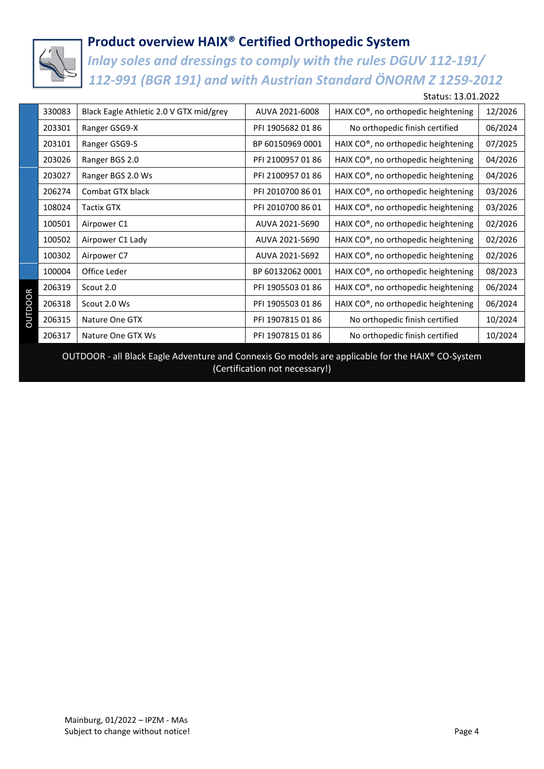# Product overview HAIX® Certified Orthopedic System

## *Inlay soles and dressings to comply with the rules DGUV 112-191/ 112-991 (BGR 191) and with Austrian Standard ÖNORM Z 1259-2012*

Status: 13.01.2022

| | | | | | |
|---|---|---|---|---|---|
| | 330083 | Black Eagle Athletic 2.0 V GTX mid/grey | AUVA 2021-6008 | HAIX CO®, no orthopedic heightening | 12/2026 |
| | 203301 | Ranger GSG9-X | PFI 1905682 01 86 | No orthopedic finish certified | 06/2024 |
| | 203101 | Ranger GSG9-S | BP 60150969 0001 | HAIX CO®, no orthopedic heightening | 07/2025 |
| | 203026 | Ranger BGS 2.0 | PFI 2100957 01 86 | HAIX CO®, no orthopedic heightening | 04/2026 |
| | 203027 | Ranger BGS 2.0 Ws | PFI 2100957 01 86 | HAIX CO®, no orthopedic heightening | 04/2026 |
| | 206274 | Combat GTX black | PFI 2010700 86 01 | HAIX CO®, no orthopedic heightening | 03/2026 |
| | 108024 | Tactix GTX | PFI 2010700 86 01 | HAIX CO®, no orthopedic heightening | 03/2026 |
| | 100501 | Airpower C1 | AUVA 2021-5690 | HAIX CO®, no orthopedic heightening | 02/2026 |
| | 100502 | Airpower C1 Lady | AUVA 2021-5690 | HAIX CO®, no orthopedic heightening | 02/2026 |
| | 100302 | Airpower C7 | AUVA 2021-5692 | HAIX CO®, no orthopedic heightening | 02/2026 |
| | 100004 | Office Leder | BP 60132062 0001 | HAIX CO®, no orthopedic heightening | 08/2023 |
| OUTDOOR | 206319 | Scout 2.0 | PFI 1905503 01 86 | HAIX CO®, no orthopedic heightening | 06/2024 |
| OUTDOOR | 206318 | Scout 2.0 Ws | PFI 1905503 01 86 | HAIX CO®, no orthopedic heightening | 06/2024 |
| OUTDOOR | 206315 | Nature One GTX | PFI 1907815 01 86 | No orthopedic finish certified | 10/2024 |
| OUTDOOR | 206317 | Nature One GTX Ws | PFI 1907815 01 86 | No orthopedic finish certified | 10/2024 |

OUTDOOR - all Black Eagle Adventure and Connexis Go models are applicable for the HAIX® CO-System (Certification not necessary!)

Mainburg, 01/2022 – IPZM - MAs
Subject to change without notice!